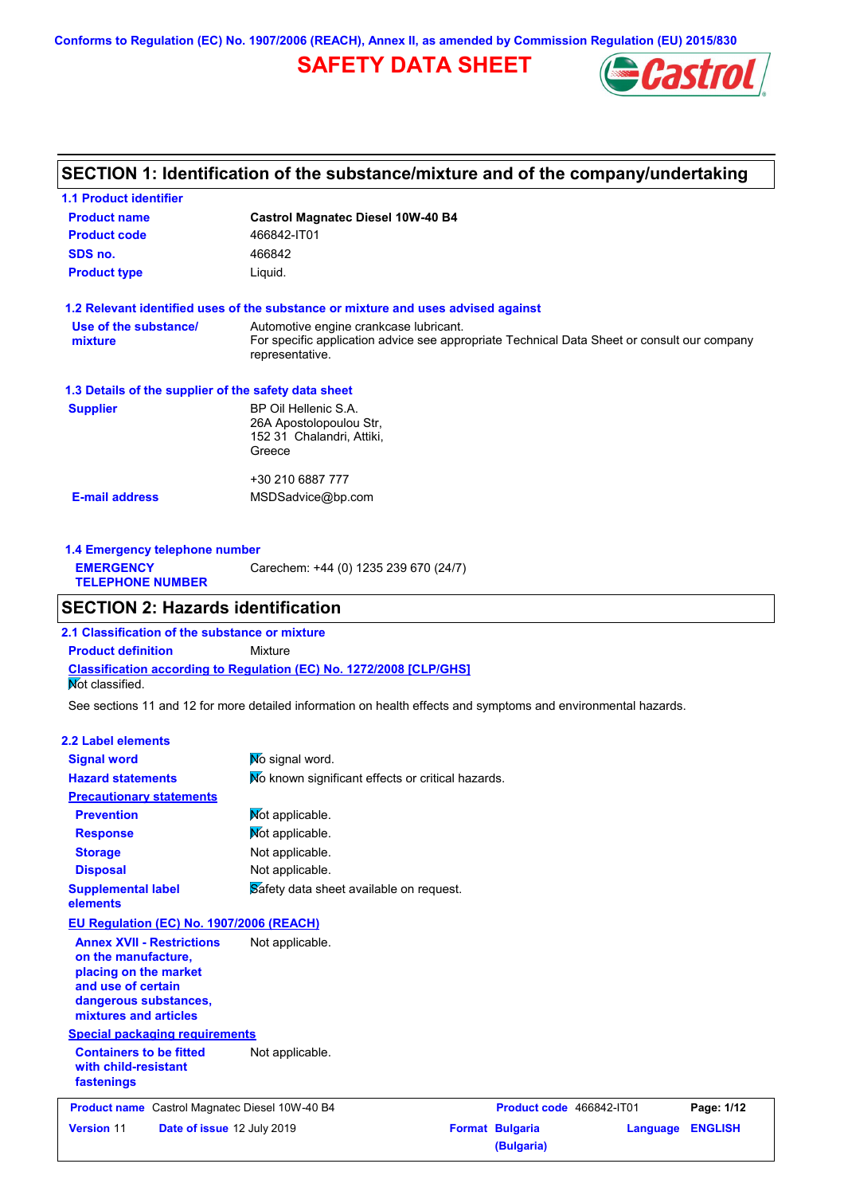Conforms to Regulation (EC) No. 1907/2006 (REACH), Annex II, as amended by Commission Regulation (EU) 2015/830

# SAFETY DATA SHEET

## SECTION 1: Identification of the substance/mixture and of the company/undertaking

### 1.1 Product identifier

| | |
|---|---|
| **Product name** | **Castrol Magnatec Diesel 10W-40 B4** |
| **Product code** | 466842-IT01 |
| **SDS no.** | 466842 |
| **Product type** | Liquid. |

### 1.2 Relevant identified uses of the substance or mixture and uses advised against

| | |
|---|---|
| **Use of the substance/ mixture** | Automotive engine crankcase lubricant. For specific application advice see appropriate Technical Data Sheet or consult our company representative. |

### 1.3 Details of the supplier of the safety data sheet

| | |
|---|---|
| **Supplier** | BP Oil Hellenic S.A. 26A Apostolopoulou Str, 152 31 Chalandri, Attiki, Greece<br><br>+30 210 6887 777 |
| **E-mail address** | MSDSadvice@bp.com |

### 1.4 Emergency telephone number

| | |
|---|---|
| **EMERGENCY TELEPHONE NUMBER** | Carechem: +44 (0) 1235 239 670 (24/7) |

## SECTION 2: Hazards identification

### 2.1 Classification of the substance or mixture

**Product definition** Mixture

**Classification according to Regulation (EC) No. 1272/2008 [CLP/GHS]**

Not classified.

See sections 11 and 12 for more detailed information on health effects and symptoms and environmental hazards.

### 2.2 Label elements

| | |
|---|---|
| **Signal word** | No signal word. |
| **Hazard statements** | No known significant effects or critical hazards. |
| **Precautionary statements** | |
| **Prevention** | Not applicable. |
| **Response** | Not applicable. |
| **Storage** | Not applicable. |
| **Disposal** | Not applicable. |
| **Supplemental label elements** | Safety data sheet available on request. |

**EU Regulation (EC) No. 1907/2006 (REACH)**

| | |
|---|---|
| **Annex XVII - Restrictions on the manufacture, placing on the market and use of certain dangerous substances, mixtures and articles** | Not applicable. |

**Special packaging requirements**

| | |
|---|---|
| **Containers to be fitted with child-resistant fastenings** | Not applicable. |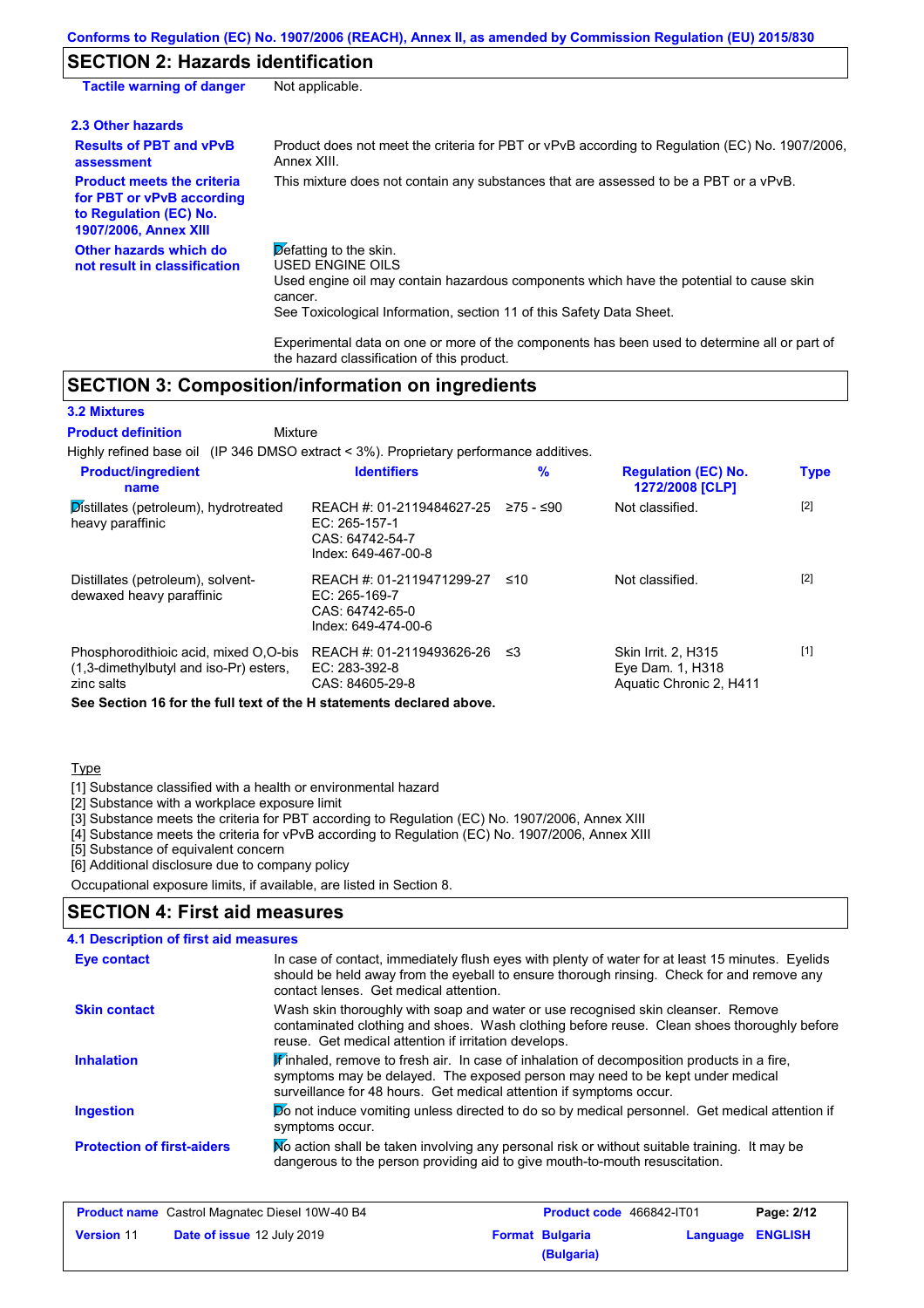## SECTION 2: Hazards identification

**Tactile warning of danger** Not applicable.

### 2.3 Other hazards

**Results of PBT and vPvB assessment**
Product does not meet the criteria for PBT or vPvB according to Regulation (EC) No. 1907/2006, Annex XIII.

**Product meets the criteria for PBT or vPvB according to Regulation (EC) No. 1907/2006, Annex XIII**
This mixture does not contain any substances that are assessed to be a PBT or a vPvB.

**Other hazards which do not result in classification**
Defatting to the skin.
USED ENGINE OILS
Used engine oil may contain hazardous components which have the potential to cause skin cancer.
See Toxicological Information, section 11 of this Safety Data Sheet.

Experimental data on one or more of the components has been used to determine all or part of the hazard classification of this product.

## SECTION 3: Composition/information on ingredients

### 3.2 Mixtures

**Product definition** Mixture

Highly refined base oil (IP 346 DMSO extract < 3%). Proprietary performance additives.

| Product/ingredient name | Identifiers | % | Regulation (EC) No. 1272/2008 [CLP] | Type |
|---|---|---|---|---|
| Distillates (petroleum), hydrotreated heavy paraffinic | REACH #: 01-2119484627-25<br>EC: 265-157-1<br>CAS: 64742-54-7<br>Index: 649-467-00-8 | ≥75 - ≤90 | Not classified. | [2] |
| Distillates (petroleum), solvent-dewaxed heavy paraffinic | REACH #: 01-2119471299-27<br>EC: 265-169-7<br>CAS: 64742-65-0<br>Index: 649-474-00-6 | ≤10 | Not classified. | [2] |
| Phosphorodithioic acid, mixed O,O-bis (1,3-dimethylbutyl and iso-Pr) esters, zinc salts | REACH #: 01-2119493626-26<br>EC: 283-392-8<br>CAS: 84605-29-8 | ≤3 | Skin Irrit. 2, H315<br>Eye Dam. 1, H318<br>Aquatic Chronic 2, H411 | [1] |

**See Section 16 for the full text of the H statements declared above.**

Type

[1] Substance classified with a health or environmental hazard
[2] Substance with a workplace exposure limit
[3] Substance meets the criteria for PBT according to Regulation (EC) No. 1907/2006, Annex XIII
[4] Substance meets the criteria for vPvB according to Regulation (EC) No. 1907/2006, Annex XIII
[5] Substance of equivalent concern
[6] Additional disclosure due to company policy

Occupational exposure limits, if available, are listed in Section 8.

## SECTION 4: First aid measures

### 4.1 Description of first aid measures

**Eye contact**
In case of contact, immediately flush eyes with plenty of water for at least 15 minutes. Eyelids should be held away from the eyeball to ensure thorough rinsing. Check for and remove any contact lenses. Get medical attention.

**Skin contact**
Wash skin thoroughly with soap and water or use recognised skin cleanser. Remove contaminated clothing and shoes. Wash clothing before reuse. Clean shoes thoroughly before reuse. Get medical attention if irritation develops.

**Inhalation**
If inhaled, remove to fresh air. In case of inhalation of decomposition products in a fire, symptoms may be delayed. The exposed person may need to be kept under medical surveillance for 48 hours. Get medical attention if symptoms occur.

**Ingestion**
Do not induce vomiting unless directed to do so by medical personnel. Get medical attention if symptoms occur.

**Protection of first-aiders**
No action shall be taken involving any personal risk or without suitable training. It may be dangerous to the person providing aid to give mouth-to-mouth resuscitation.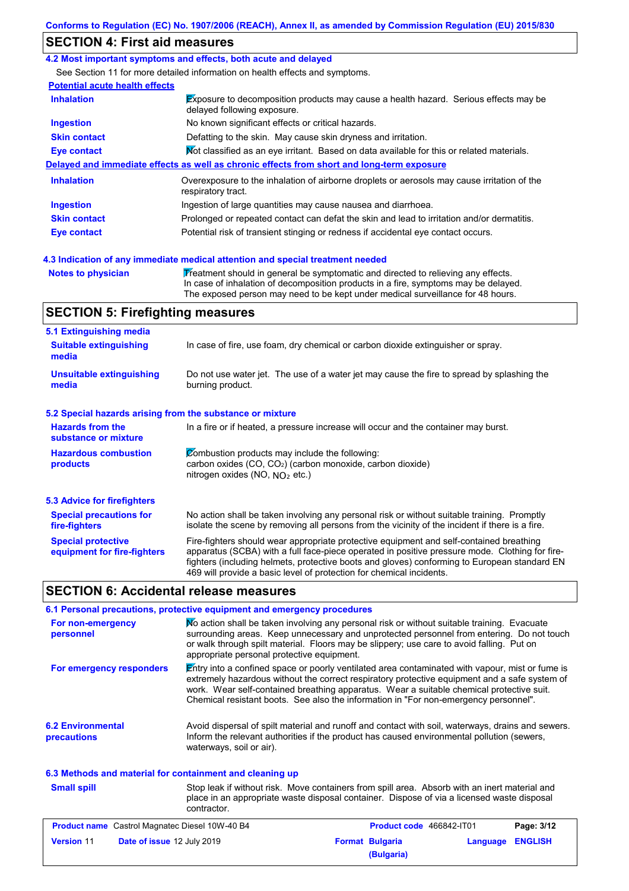## SECTION 4: First aid measures

### 4.2 Most important symptoms and effects, both acute and delayed

See Section 11 for more detailed information on health effects and symptoms.

**Potential acute health effects**

| | |
|---|---|
| **Inhalation** | Exposure to decomposition products may cause a health hazard. Serious effects may be delayed following exposure. |
| **Ingestion** | No known significant effects or critical hazards. |
| **Skin contact** | Defatting to the skin. May cause skin dryness and irritation. |
| **Eye contact** | Not classified as an eye irritant. Based on data available for this or related materials. |

**Delayed and immediate effects as well as chronic effects from short and long-term exposure**

| | |
|---|---|
| **Inhalation** | Overexposure to the inhalation of airborne droplets or aerosols may cause irritation of the respiratory tract. |
| **Ingestion** | Ingestion of large quantities may cause nausea and diarrhoea. |
| **Skin contact** | Prolonged or repeated contact can defat the skin and lead to irritation and/or dermatitis. |
| **Eye contact** | Potential risk of transient stinging or redness if accidental eye contact occurs. |

### 4.3 Indication of any immediate medical attention and special treatment needed

| | |
|---|---|
| **Notes to physician** | Treatment should in general be symptomatic and directed to relieving any effects. In case of inhalation of decomposition products in a fire, symptoms may be delayed. The exposed person may need to be kept under medical surveillance for 48 hours. |

## SECTION 5: Firefighting measures

### 5.1 Extinguishing media

| | |
|---|---|
| **Suitable extinguishing media** | In case of fire, use foam, dry chemical or carbon dioxide extinguisher or spray. |
| **Unsuitable extinguishing media** | Do not use water jet. The use of a water jet may cause the fire to spread by splashing the burning product. |

### 5.2 Special hazards arising from the substance or mixture

| | |
|---|---|
| **Hazards from the substance or mixture** | In a fire or if heated, a pressure increase will occur and the container may burst. |
| **Hazardous combustion products** | Combustion products may include the following: carbon oxides (CO, $CO_2$) (carbon monoxide, carbon dioxide) nitrogen oxides (NO, $NO_2$ etc.) |

### 5.3 Advice for firefighters

| | |
|---|---|
| **Special precautions for fire-fighters** | No action shall be taken involving any personal risk or without suitable training. Promptly isolate the scene by removing all persons from the vicinity of the incident if there is a fire. |
| **Special protective equipment for fire-fighters** | Fire-fighters should wear appropriate protective equipment and self-contained breathing apparatus (SCBA) with a full face-piece operated in positive pressure mode. Clothing for fire-fighters (including helmets, protective boots and gloves) conforming to European standard EN 469 will provide a basic level of protection for chemical incidents. |

## SECTION 6: Accidental release measures

### 6.1 Personal precautions, protective equipment and emergency procedures

| | |
|---|---|
| **For non-emergency personnel** | No action shall be taken involving any personal risk or without suitable training. Evacuate surrounding areas. Keep unnecessary and unprotected personnel from entering. Do not touch or walk through spilt material. Floors may be slippery; use care to avoid falling. Put on appropriate personal protective equipment. |
| **For emergency responders** | Entry into a confined space or poorly ventilated area contaminated with vapour, mist or fume is extremely hazardous without the correct respiratory protective equipment and a safe system of work. Wear self-contained breathing apparatus. Wear a suitable chemical protective suit. Chemical resistant boots. See also the information in "For non-emergency personnel". |

| | |
|---|---|
| **6.2 Environmental precautions** | Avoid dispersal of spilt material and runoff and contact with soil, waterways, drains and sewers. Inform the relevant authorities if the product has caused environmental pollution (sewers, waterways, soil or air). |

### 6.3 Methods and material for containment and cleaning up

| | |
|---|---|
| **Small spill** | Stop leak if without risk. Move containers from spill area. Absorb with an inert material and place in an appropriate waste disposal container. Dispose of via a licensed waste disposal contractor. |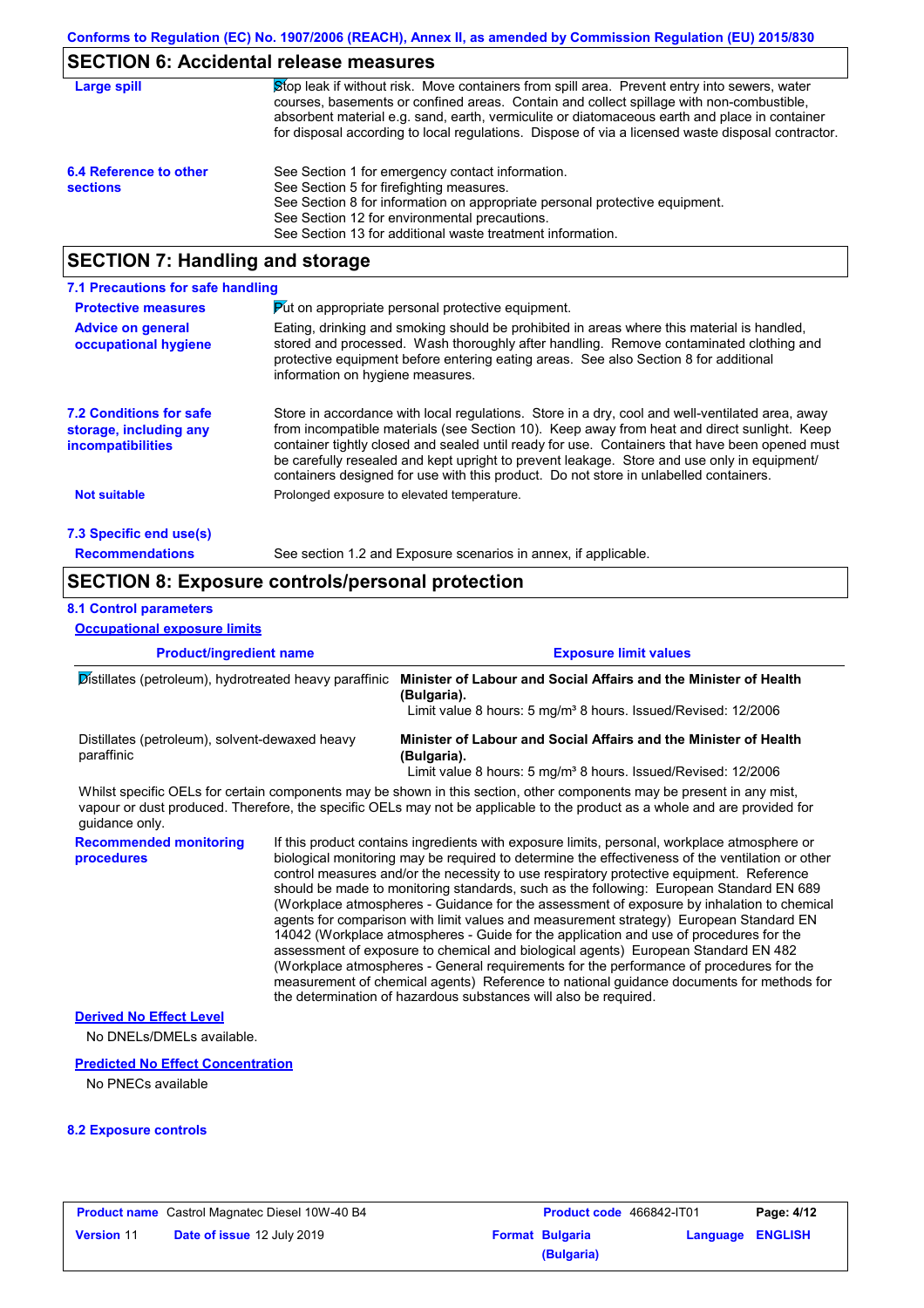## SECTION 6: Accidental release measures

**Large spill**

Stop leak if without risk. Move containers from spill area. Prevent entry into sewers, water courses, basements or confined areas. Contain and collect spillage with non-combustible, absorbent material e.g. sand, earth, vermiculite or diatomaceous earth and place in container for disposal according to local regulations. Dispose of via a licensed waste disposal contractor.

**6.4 Reference to other sections**

See Section 1 for emergency contact information.
See Section 5 for firefighting measures.
See Section 8 for information on appropriate personal protective equipment.
See Section 12 for environmental precautions.
See Section 13 for additional waste treatment information.

## SECTION 7: Handling and storage

### 7.1 Precautions for safe handling

**Protective measures**

Put on appropriate personal protective equipment.

**Advice on general occupational hygiene**

Eating, drinking and smoking should be prohibited in areas where this material is handled, stored and processed. Wash thoroughly after handling. Remove contaminated clothing and protective equipment before entering eating areas. See also Section 8 for additional information on hygiene measures.

**7.2 Conditions for safe storage, including any incompatibilities**

Store in accordance with local regulations. Store in a dry, cool and well-ventilated area, away from incompatible materials (see Section 10). Keep away from heat and direct sunlight. Keep container tightly closed and sealed until ready for use. Containers that have been opened must be carefully resealed and kept upright to prevent leakage. Store and use only in equipment/ containers designed for use with this product. Do not store in unlabelled containers.

**Not suitable**

Prolonged exposure to elevated temperature.

### 7.3 Specific end use(s)

**Recommendations**

See section 1.2 and Exposure scenarios in annex, if applicable.

## SECTION 8: Exposure controls/personal protection

### 8.1 Control parameters

**Occupational exposure limits**

| Product/ingredient name | Exposure limit values |
|---|---|
| Distillates (petroleum), hydrotreated heavy paraffinic | **Minister of Labour and Social Affairs and the Minister of Health (Bulgaria).** Limit value 8 hours: 5 mg/m³ 8 hours. Issued/Revised: 12/2006 |
| Distillates (petroleum), solvent-dewaxed heavy paraffinic | **Minister of Labour and Social Affairs and the Minister of Health (Bulgaria).** Limit value 8 hours: 5 mg/m³ 8 hours. Issued/Revised: 12/2006 |

Whilst specific OELs for certain components may be shown in this section, other components may be present in any mist, vapour or dust produced. Therefore, the specific OELs may not be applicable to the product as a whole and are provided for guidance only.

**Recommended monitoring procedures**

If this product contains ingredients with exposure limits, personal, workplace atmosphere or biological monitoring may be required to determine the effectiveness of the ventilation or other control measures and/or the necessity to use respiratory protective equipment. Reference should be made to monitoring standards, such as the following: European Standard EN 689 (Workplace atmospheres - Guidance for the assessment of exposure by inhalation to chemical agents for comparison with limit values and measurement strategy) European Standard EN 14042 (Workplace atmospheres - Guide for the application and use of procedures for the assessment of exposure to chemical and biological agents) European Standard EN 482 (Workplace atmospheres - General requirements for the performance of procedures for the measurement of chemical agents) Reference to national guidance documents for methods for the determination of hazardous substances will also be required.

**Derived No Effect Level**

No DNELs/DMELs available.

**Predicted No Effect Concentration**

No PNECs available

### 8.2 Exposure controls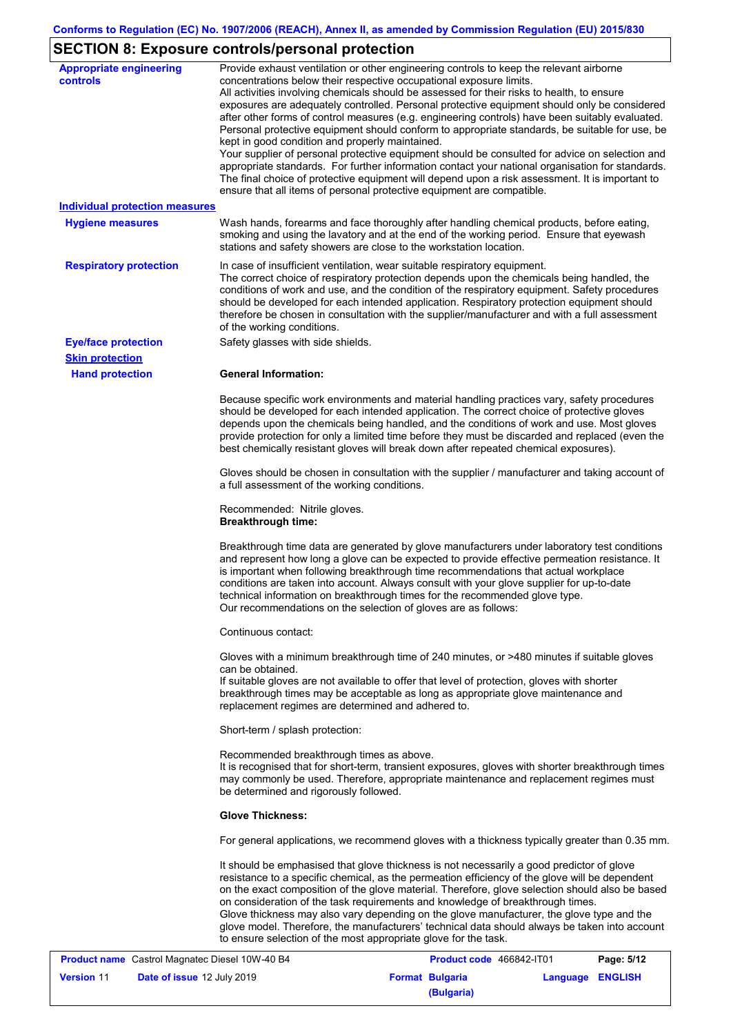## SECTION 8: Exposure controls/personal protection

**Appropriate engineering controls**

Provide exhaust ventilation or other engineering controls to keep the relevant airborne concentrations below their respective occupational exposure limits.
All activities involving chemicals should be assessed for their risks to health, to ensure exposures are adequately controlled. Personal protective equipment should only be considered after other forms of control measures (e.g. engineering controls) have been suitably evaluated. Personal protective equipment should conform to appropriate standards, be suitable for use, be kept in good condition and properly maintained.
Your supplier of personal protective equipment should be consulted for advice on selection and appropriate standards. For further information contact your national organisation for standards. The final choice of protective equipment will depend upon a risk assessment. It is important to ensure that all items of personal protective equipment are compatible.

**Individual protection measures**

**Hygiene measures**

Wash hands, forearms and face thoroughly after handling chemical products, before eating, smoking and using the lavatory and at the end of the working period. Ensure that eyewash stations and safety showers are close to the workstation location.

**Respiratory protection**

In case of insufficient ventilation, wear suitable respiratory equipment.
The correct choice of respiratory protection depends upon the chemicals being handled, the conditions of work and use, and the condition of the respiratory equipment. Safety procedures should be developed for each intended application. Respiratory protection equipment should therefore be chosen in consultation with the supplier/manufacturer and with a full assessment of the working conditions.

**Eye/face protection**

Safety glasses with side shields.

**Skin protection**

**Hand protection**

**General Information:**

Because specific work environments and material handling practices vary, safety procedures should be developed for each intended application. The correct choice of protective gloves depends upon the chemicals being handled, and the conditions of work and use. Most gloves provide protection for only a limited time before they must be discarded and replaced (even the best chemically resistant gloves will break down after repeated chemical exposures).

Gloves should be chosen in consultation with the supplier / manufacturer and taking account of a full assessment of the working conditions.

Recommended: Nitrile gloves.
**Breakthrough time:**

Breakthrough time data are generated by glove manufacturers under laboratory test conditions and represent how long a glove can be expected to provide effective permeation resistance. It is important when following breakthrough time recommendations that actual workplace conditions are taken into account. Always consult with your glove supplier for up-to-date technical information on breakthrough times for the recommended glove type.
Our recommendations on the selection of gloves are as follows:

Continuous contact:

Gloves with a minimum breakthrough time of 240 minutes, or >480 minutes if suitable gloves can be obtained.
If suitable gloves are not available to offer that level of protection, gloves with shorter breakthrough times may be acceptable as long as appropriate glove maintenance and replacement regimes are determined and adhered to.

Short-term / splash protection:

Recommended breakthrough times as above.
It is recognised that for short-term, transient exposures, gloves with shorter breakthrough times may commonly be used. Therefore, appropriate maintenance and replacement regimes must be determined and rigorously followed.

**Glove Thickness:**

For general applications, we recommend gloves with a thickness typically greater than 0.35 mm.

It should be emphasised that glove thickness is not necessarily a good predictor of glove resistance to a specific chemical, as the permeation efficiency of the glove will be dependent on the exact composition of the glove material. Therefore, glove selection should also be based on consideration of the task requirements and knowledge of breakthrough times.
Glove thickness may also vary depending on the glove manufacturer, the glove type and the glove model. Therefore, the manufacturers' technical data should always be taken into account to ensure selection of the most appropriate glove for the task.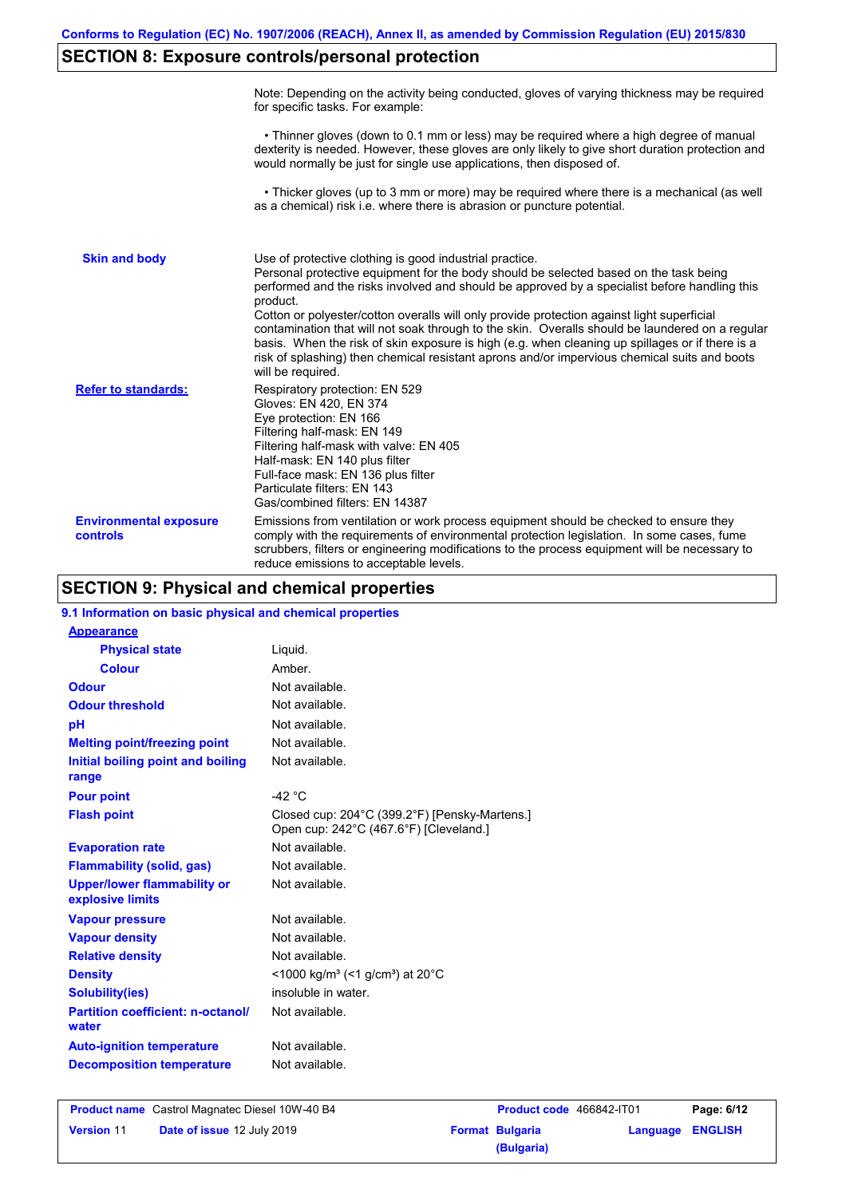## SECTION 8: Exposure controls/personal protection

Note: Depending on the activity being conducted, gloves of varying thickness may be required for specific tasks. For example:

• Thinner gloves (down to 0.1 mm or less) may be required where a high degree of manual dexterity is needed. However, these gloves are only likely to give short duration protection and would normally be just for single use applications, then disposed of.

• Thicker gloves (up to 3 mm or more) may be required where there is a mechanical (as well as a chemical) risk i.e. where there is abrasion or puncture potential.

**Skin and body**

Use of protective clothing is good industrial practice.
Personal protective equipment for the body should be selected based on the task being performed and the risks involved and should be approved by a specialist before handling this product.
Cotton or polyester/cotton overalls will only provide protection against light superficial contamination that will not soak through to the skin. Overalls should be laundered on a regular basis. When the risk of skin exposure is high (e.g. when cleaning up spillages or if there is a risk of splashing) then chemical resistant aprons and/or impervious chemical suits and boots will be required.

**Refer to standards:**

Respiratory protection: EN 529
Gloves: EN 420, EN 374
Eye protection: EN 166
Filtering half-mask: EN 149
Filtering half-mask with valve: EN 405
Half-mask: EN 140 plus filter
Full-face mask: EN 136 plus filter
Particulate filters: EN 143
Gas/combined filters: EN 14387

**Environmental exposure controls**

Emissions from ventilation or work process equipment should be checked to ensure they comply with the requirements of environmental protection legislation. In some cases, fume scrubbers, filters or engineering modifications to the process equipment will be necessary to reduce emissions to acceptable levels.

## SECTION 9: Physical and chemical properties

### 9.1 Information on basic physical and chemical properties

**Appearance**

| Property | Value |
|---|---|
| Physical state | Liquid. |
| Colour | Amber. |
| Odour | Not available. |
| Odour threshold | Not available. |
| pH | Not available. |
| Melting point/freezing point | Not available. |
| Initial boiling point and boiling range | Not available. |
| Pour point | -42 °C |
| Flash point | Closed cup: 204°C (399.2°F) [Pensky-Martens.] Open cup: 242°C (467.6°F) [Cleveland.] |
| Evaporation rate | Not available. |
| Flammability (solid, gas) | Not available. |
| Upper/lower flammability or explosive limits | Not available. |
| Vapour pressure | Not available. |
| Vapour density | Not available. |
| Relative density | Not available. |
| Density | <1000 kg/m³ (<1 g/cm³) at 20°C |
| Solubility(ies) | insoluble in water. |
| Partition coefficient: n-octanol/water | Not available. |
| Auto-ignition temperature | Not available. |
| Decomposition temperature | Not available. |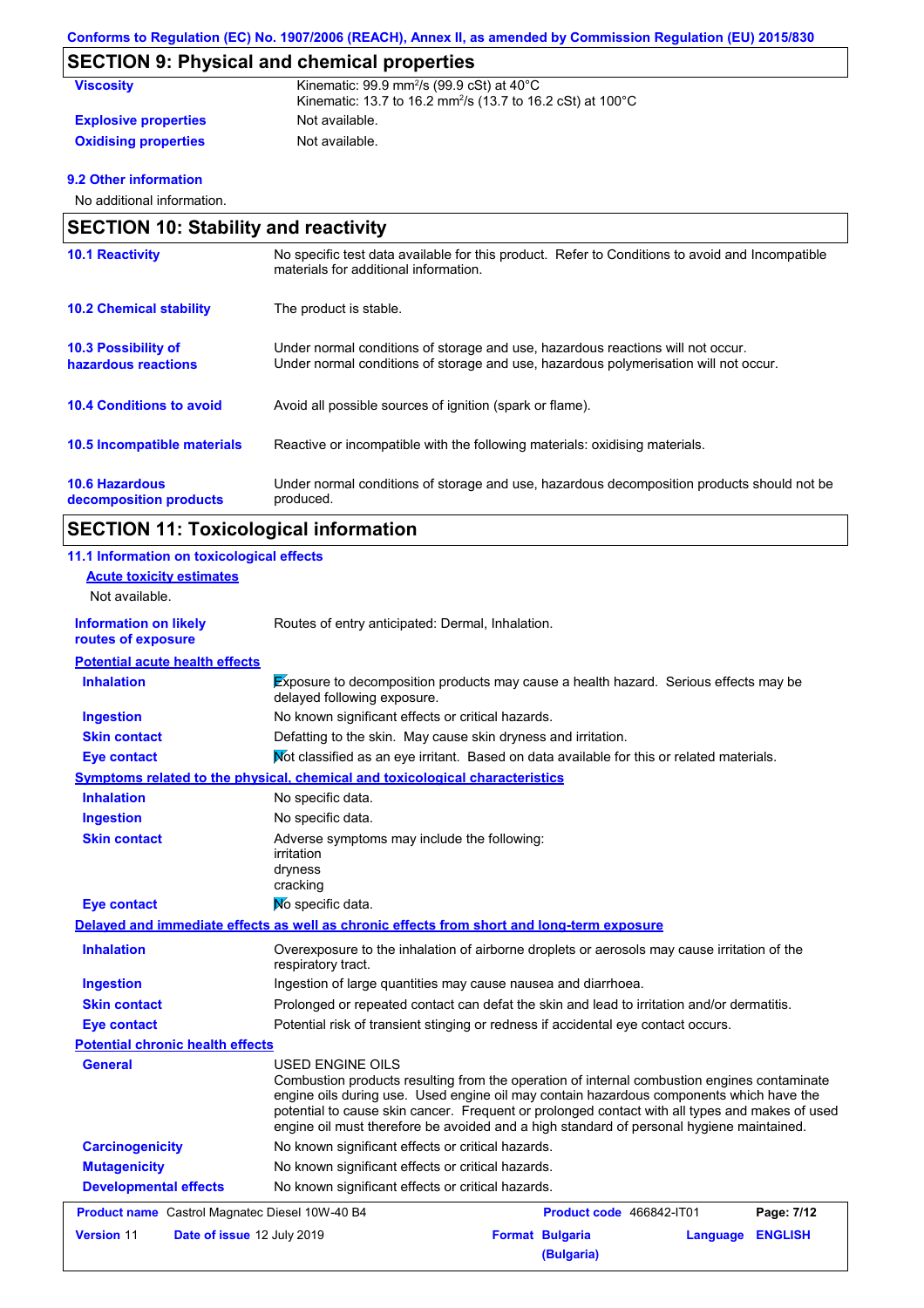## SECTION 9: Physical and chemical properties

| | |
|---|---|
| **Viscosity** | Kinematic: 99.9 mm²/s (99.9 cSt) at 40°C<br>Kinematic: 13.7 to 16.2 mm²/s (13.7 to 16.2 cSt) at 100°C |
| **Explosive properties** | Not available. |
| **Oxidising properties** | Not available. |

### 9.2 Other information

No additional information.

## SECTION 10: Stability and reactivity

| | |
|---|---|
| **10.1 Reactivity** | No specific test data available for this product. Refer to Conditions to avoid and Incompatible materials for additional information. |
| **10.2 Chemical stability** | The product is stable. |
| **10.3 Possibility of hazardous reactions** | Under normal conditions of storage and use, hazardous reactions will not occur.<br>Under normal conditions of storage and use, hazardous polymerisation will not occur. |
| **10.4 Conditions to avoid** | Avoid all possible sources of ignition (spark or flame). |
| **10.5 Incompatible materials** | Reactive or incompatible with the following materials: oxidising materials. |
| **10.6 Hazardous decomposition products** | Under normal conditions of storage and use, hazardous decomposition products should not be produced. |

## SECTION 11: Toxicological information

### 11.1 Information on toxicological effects

**Acute toxicity estimates**

Not available.

| | |
|---|---|
| **Information on likely routes of exposure** | Routes of entry anticipated: Dermal, Inhalation. |

**Potential acute health effects**

| | |
|---|---|
| **Inhalation** | Exposure to decomposition products may cause a health hazard. Serious effects may be delayed following exposure. |
| **Ingestion** | No known significant effects or critical hazards. |
| **Skin contact** | Defatting to the skin. May cause skin dryness and irritation. |
| **Eye contact** | Not classified as an eye irritant. Based on data available for this or related materials. |

**Symptoms related to the physical, chemical and toxicological characteristics**

| | |
|---|---|
| **Inhalation** | No specific data. |
| **Ingestion** | No specific data. |
| **Skin contact** | Adverse symptoms may include the following:<br>irritation<br>dryness<br>cracking |
| **Eye contact** | No specific data. |

**Delayed and immediate effects as well as chronic effects from short and long-term exposure**

| | |
|---|---|
| **Inhalation** | Overexposure to the inhalation of airborne droplets or aerosols may cause irritation of the respiratory tract. |
| **Ingestion** | Ingestion of large quantities may cause nausea and diarrhoea. |
| **Skin contact** | Prolonged or repeated contact can defat the skin and lead to irritation and/or dermatitis. |
| **Eye contact** | Potential risk of transient stinging or redness if accidental eye contact occurs. |

**Potential chronic health effects**

| | |
|---|---|
| **General** | USED ENGINE OILS<br>Combustion products resulting from the operation of internal combustion engines contaminate engine oils during use. Used engine oil may contain hazardous components which have the potential to cause skin cancer. Frequent or prolonged contact with all types and makes of used engine oil must therefore be avoided and a high standard of personal hygiene maintained. |
| **Carcinogenicity** | No known significant effects or critical hazards. |
| **Mutagenicity** | No known significant effects or critical hazards. |
| **Developmental effects** | No known significant effects or critical hazards. |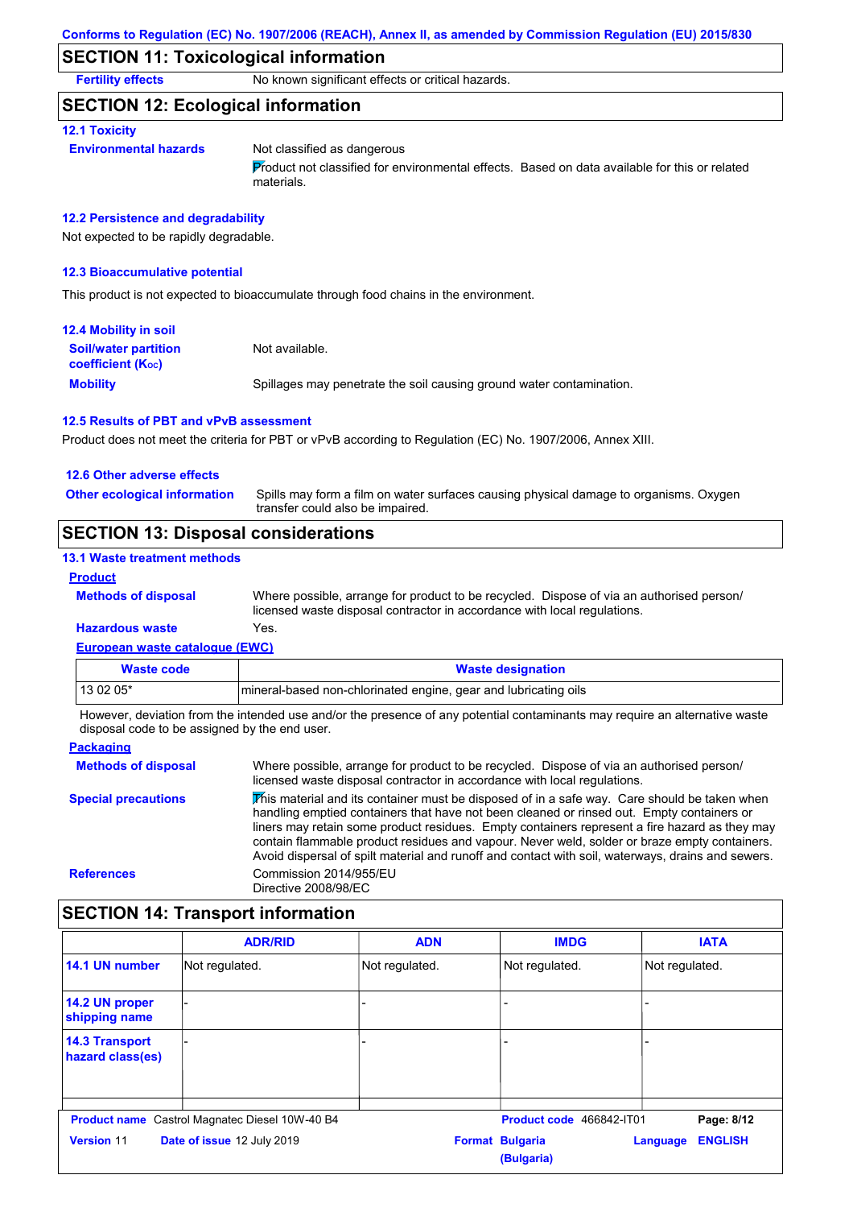Conforms to Regulation (EC) No. 1907/2006 (REACH), Annex II, as amended by Commission Regulation (EU) 2015/830

## SECTION 11: Toxicological information

**Fertility effects** No known significant effects or critical hazards.

## SECTION 12: Ecological information

### 12.1 Toxicity

**Environmental hazards** Not classified as dangerous

Product not classified for environmental effects. Based on data available for this or related materials.

### 12.2 Persistence and degradability

Not expected to be rapidly degradable.

### 12.3 Bioaccumulative potential

This product is not expected to bioaccumulate through food chains in the environment.

### 12.4 Mobility in soil

**Soil/water partition coefficient ($K_{OC}$)** Not available.

**Mobility** Spillages may penetrate the soil causing ground water contamination.

### 12.5 Results of PBT and vPvB assessment

Product does not meet the criteria for PBT or vPvB according to Regulation (EC) No. 1907/2006, Annex XIII.

### 12.6 Other adverse effects

**Other ecological information** Spills may form a film on water surfaces causing physical damage to organisms. Oxygen transfer could also be impaired.

## SECTION 13: Disposal considerations

### 13.1 Waste treatment methods

**Product**

**Methods of disposal** Where possible, arrange for product to be recycled. Dispose of via an authorised person/ licensed waste disposal contractor in accordance with local regulations.

**Hazardous waste** Yes.

**European waste catalogue (EWC)**

| Waste code | Waste designation |
|---|---|
| 13 02 05* | mineral-based non-chlorinated engine, gear and lubricating oils |

However, deviation from the intended use and/or the presence of any potential contaminants may require an alternative waste disposal code to be assigned by the end user.

**Packaging**

**Methods of disposal** Where possible, arrange for product to be recycled. Dispose of via an authorised person/ licensed waste disposal contractor in accordance with local regulations.

**Special precautions** This material and its container must be disposed of in a safe way. Care should be taken when handling emptied containers that have not been cleaned or rinsed out. Empty containers or liners may retain some product residues. Empty containers represent a fire hazard as they may contain flammable product residues and vapour. Never weld, solder or braze empty containers. Avoid dispersal of spilt material and runoff and contact with soil, waterways, drains and sewers.

**References** Commission 2014/955/EU
Directive 2008/98/EC

## SECTION 14: Transport information

| | ADR/RID | ADN | IMDG | IATA |
|---|---|---|---|---|
| **14.1 UN number** | Not regulated. | Not regulated. | Not regulated. | Not regulated. |
| **14.2 UN proper shipping name** | - | - | - | - |
| **14.3 Transport hazard class(es)** | - | - | - | - |

**Product name** Castrol Magnatec Diesel 10W-40 B4 **Product code** 466842-IT01
**Version** 11 **Date of issue** 12 July 2019 **Format** Bulgaria (Bulgaria) **Language** ENGLISH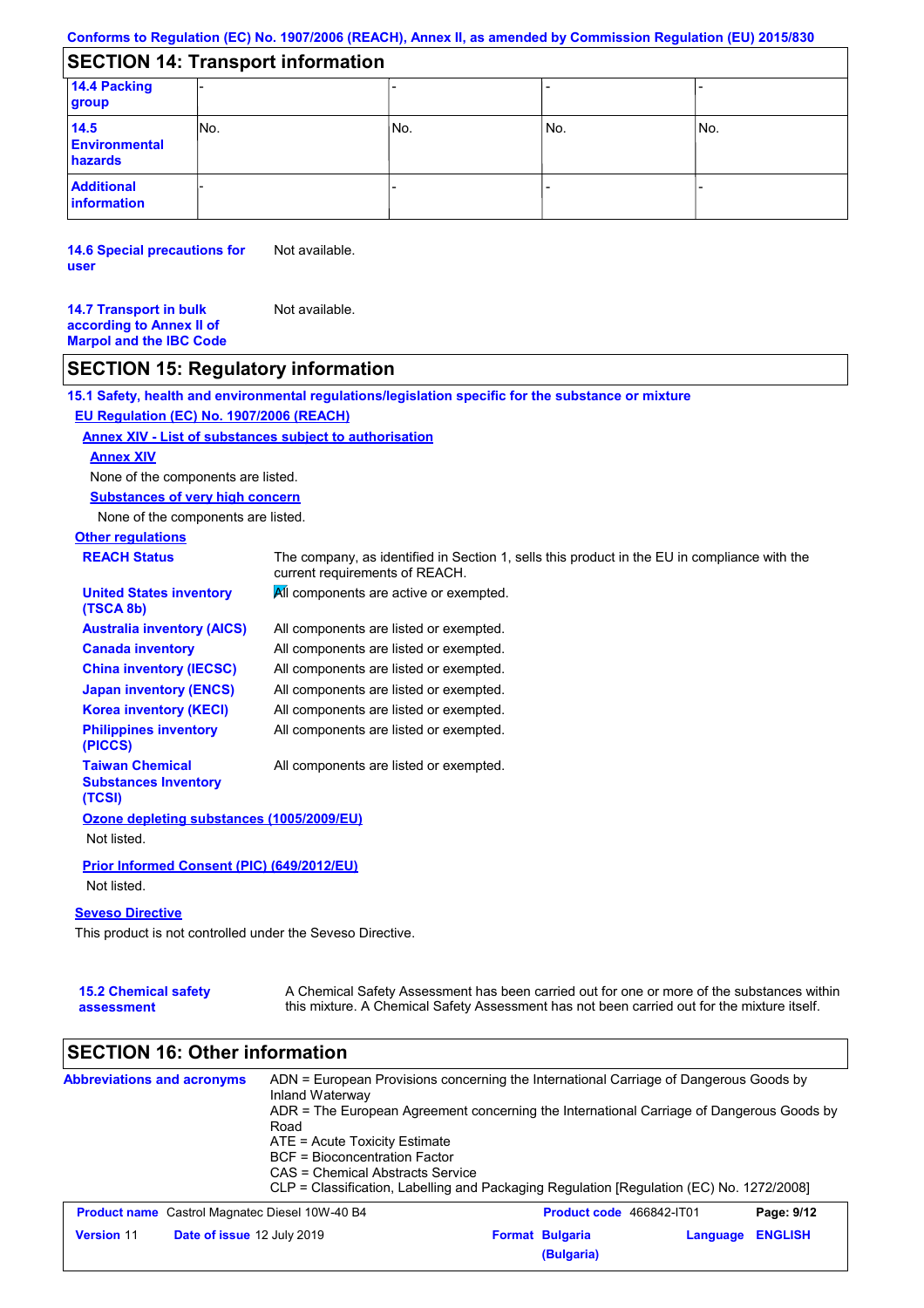Conforms to Regulation (EC) No. 1907/2006 (REACH), Annex II, as amended by Commission Regulation (EU) 2015/830

## SECTION 14: Transport information

| | | | | |
|---|---|---|---|---|
| **14.4 Packing group** | - | - | - | - |
| **14.5 Environmental hazards** | No. | No. | No. | No. |
| **Additional information** | - | - | - | - |

**14.6 Special precautions for user** Not available.

**14.7 Transport in bulk according to Annex II of Marpol and the IBC Code** Not available.

## SECTION 15: Regulatory information

**15.1 Safety, health and environmental regulations/legislation specific for the substance or mixture**

**EU Regulation (EC) No. 1907/2006 (REACH)**

**Annex XIV - List of substances subject to authorisation**

**Annex XIV**

None of the components are listed.

**Substances of very high concern**

None of the components are listed.

**Other regulations**

| | |
|---|---|
| **REACH Status** | The company, as identified in Section 1, sells this product in the EU in compliance with the current requirements of REACH. |
| **United States inventory (TSCA 8b)** | All components are active or exempted. |
| **Australia inventory (AICS)** | All components are listed or exempted. |
| **Canada inventory** | All components are listed or exempted. |
| **China inventory (IECSC)** | All components are listed or exempted. |
| **Japan inventory (ENCS)** | All components are listed or exempted. |
| **Korea inventory (KECI)** | All components are listed or exempted. |
| **Philippines inventory (PICCS)** | All components are listed or exempted. |
| **Taiwan Chemical Substances Inventory (TCSI)** | All components are listed or exempted. |

**Ozone depleting substances (1005/2009/EU)**

Not listed.

**Prior Informed Consent (PIC) (649/2012/EU)**

Not listed.

**Seveso Directive**

This product is not controlled under the Seveso Directive.

**15.2 Chemical safety assessment** A Chemical Safety Assessment has been carried out for one or more of the substances within this mixture. A Chemical Safety Assessment has not been carried out for the mixture itself.

## SECTION 16: Other information

**Abbreviations and acronyms**

ADN = European Provisions concerning the International Carriage of Dangerous Goods by Inland Waterway
ADR = The European Agreement concerning the International Carriage of Dangerous Goods by Road
ATE = Acute Toxicity Estimate
BCF = Bioconcentration Factor
CAS = Chemical Abstracts Service
CLP = Classification, Labelling and Packaging Regulation [Regulation (EC) No. 1272/2008]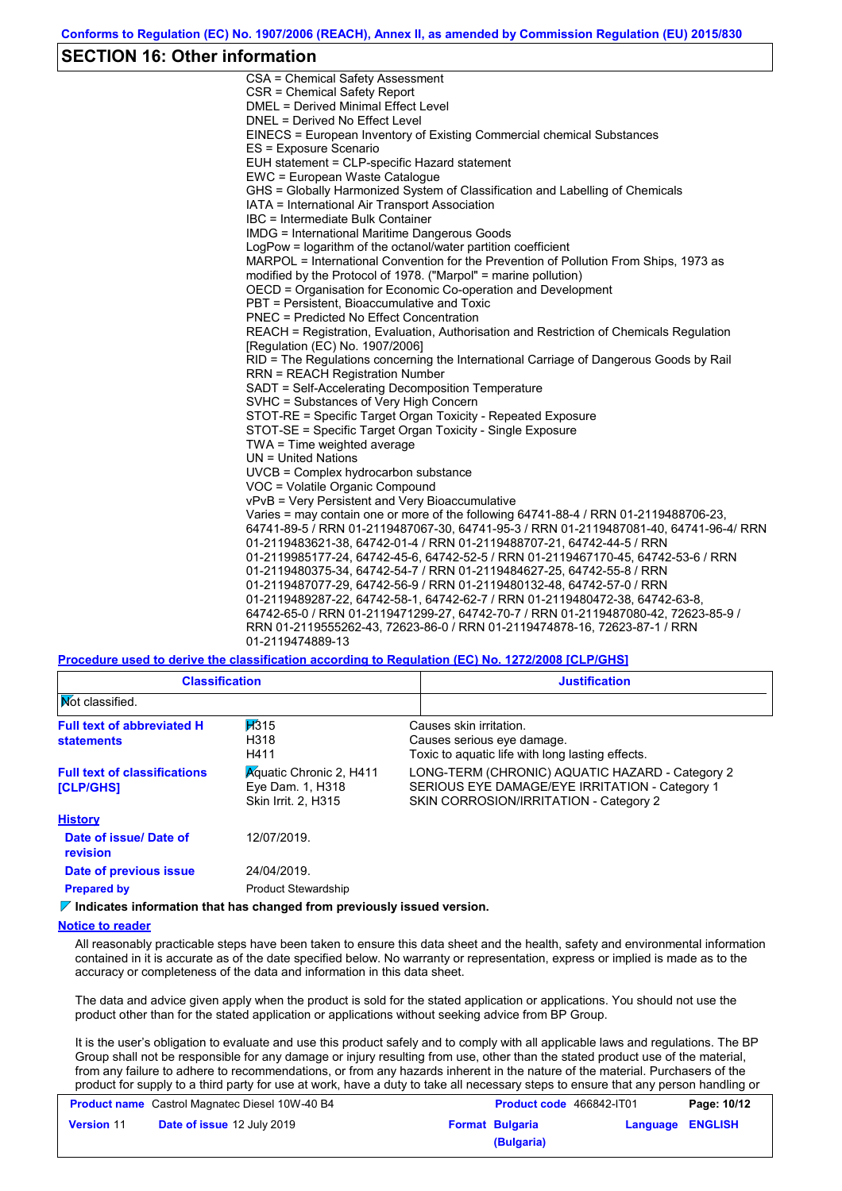Conforms to Regulation (EC) No. 1907/2006 (REACH), Annex II, as amended by Commission Regulation (EU) 2015/830

## SECTION 16: Other information

CSA = Chemical Safety Assessment
CSR = Chemical Safety Report
DMEL = Derived Minimal Effect Level
DNEL = Derived No Effect Level
EINECS = European Inventory of Existing Commercial chemical Substances
ES = Exposure Scenario
EUH statement = CLP-specific Hazard statement
EWC = European Waste Catalogue
GHS = Globally Harmonized System of Classification and Labelling of Chemicals
IATA = International Air Transport Association
IBC = Intermediate Bulk Container
IMDG = International Maritime Dangerous Goods
LogPow = logarithm of the octanol/water partition coefficient
MARPOL = International Convention for the Prevention of Pollution From Ships, 1973 as modified by the Protocol of 1978. ("Marpol" = marine pollution)
OECD = Organisation for Economic Co-operation and Development
PBT = Persistent, Bioaccumulative and Toxic
PNEC = Predicted No Effect Concentration
REACH = Registration, Evaluation, Authorisation and Restriction of Chemicals Regulation [Regulation (EC) No. 1907/2006]
RID = The Regulations concerning the International Carriage of Dangerous Goods by Rail
RRN = REACH Registration Number
SADT = Self-Accelerating Decomposition Temperature
SVHC = Substances of Very High Concern
STOT-RE = Specific Target Organ Toxicity - Repeated Exposure
STOT-SE = Specific Target Organ Toxicity - Single Exposure
TWA = Time weighted average
UN = United Nations
UVCB = Complex hydrocarbon substance
VOC = Volatile Organic Compound
vPvB = Very Persistent and Very Bioaccumulative
Varies = may contain one or more of the following 64741-88-4 / RRN 01-2119488706-23, 64741-89-5 / RRN 01-2119487067-30, 64741-95-3 / RRN 01-2119487081-40, 64741-96-4/ RRN 01-2119483621-38, 64742-01-4 / RRN 01-2119488707-21, 64742-44-5 / RRN 01-2119985177-24, 64742-45-6, 64742-52-5 / RRN 01-2119467170-45, 64742-53-6 / RRN 01-2119480375-34, 64742-54-7 / RRN 01-2119484627-25, 64742-55-8 / RRN 01-2119487077-29, 64742-56-9 / RRN 01-2119480132-48, 64742-57-0 / RRN 01-2119489287-22, 64742-58-1, 64742-62-7 / RRN 01-2119480472-38, 64742-63-8, 64742-65-0 / RRN 01-2119471299-27, 64742-70-7 / RRN 01-2119487080-42, 72623-85-9 / RRN 01-2119555262-43, 72623-86-0 / RRN 01-2119474878-16, 72623-87-1 / RRN 01-2119474889-13

**Procedure used to derive the classification according to Regulation (EC) No. 1272/2008 [CLP/GHS]**

| Classification | Justification |
|---|---|
| Not classified. | |

**Full text of abbreviated H statements**

| | |
|---|---|
| H315 | Causes skin irritation. |
| H318 | Causes serious eye damage. |
| H411 | Toxic to aquatic life with long lasting effects. |

**Full text of classifications [CLP/GHS]**

| | |
|---|---|
| Aquatic Chronic 2, H411 | LONG-TERM (CHRONIC) AQUATIC HAZARD - Category 2 |
| Eye Dam. 1, H318 | SERIOUS EYE DAMAGE/EYE IRRITATION - Category 1 |
| Skin Irrit. 2, H315 | SKIN CORROSION/IRRITATION - Category 2 |

**History**

**Date of issue/ Date of revision** 12/07/2019.

**Date of previous issue** 24/04/2019.

**Prepared by** Product Stewardship

**Indicates information that has changed from previously issued version.**

**Notice to reader**

All reasonably practicable steps have been taken to ensure this data sheet and the health, safety and environmental information contained in it is accurate as of the date specified below. No warranty or representation, express or implied is made as to the accuracy or completeness of the data and information in this data sheet.

The data and advice given apply when the product is sold for the stated application or applications. You should not use the product other than for the stated application or applications without seeking advice from BP Group.

It is the user's obligation to evaluate and use this product safely and to comply with all applicable laws and regulations. The BP Group shall not be responsible for any damage or injury resulting from use, other than the stated product use of the material, from any failure to adhere to recommendations, or from any hazards inherent in the nature of the material. Purchasers of the product for supply to a third party for use at work, have a duty to take all necessary steps to ensure that any person handling or

| **Product name** Castrol Magnatec Diesel 10W-40 B4 | **Product code** 466842-IT01 | **Page:** 10/12 |
|---|---|---|
| **Version** 11 **Date of issue** 12 July 2019 | **Format** Bulgaria (Bulgaria) | **Language** ENGLISH |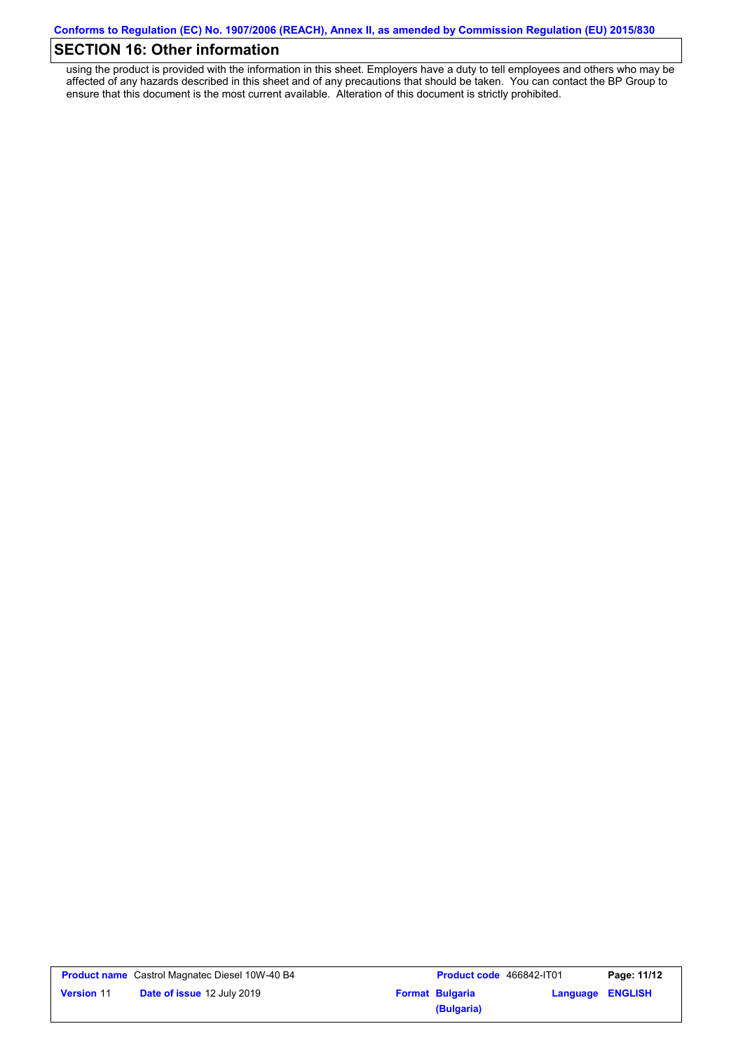## SECTION 16: Other information

using the product is provided with the information in this sheet. Employers have a duty to tell employees and others who may be affected of any hazards described in this sheet and of any precautions that should be taken. You can contact the BP Group to ensure that this document is the most current available. Alteration of this document is strictly prohibited.